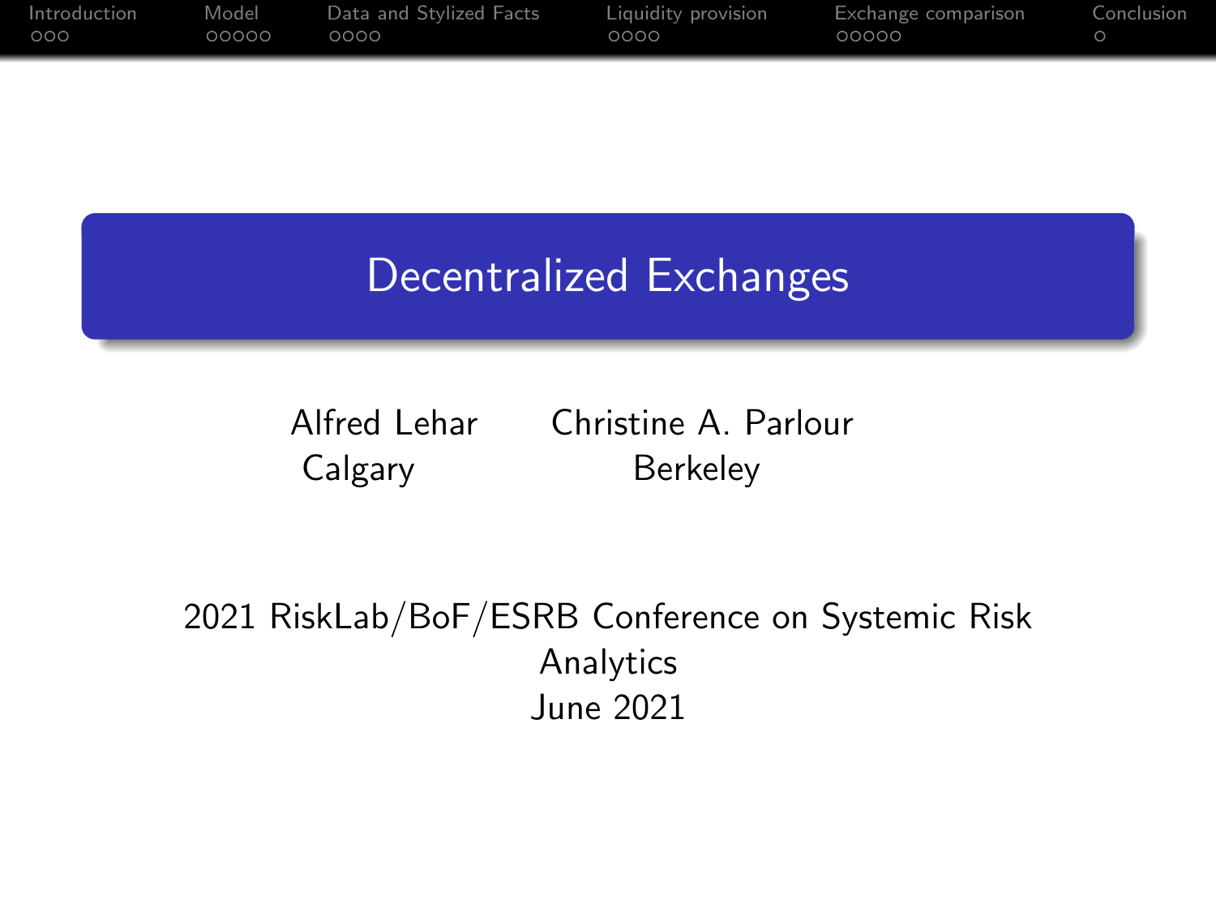# Decentralized Exchanges

Alfred Lehar
Calgary

Christine A. Parlour
Berkeley

2021 RiskLab/BoF/ESRB Conference on Systemic Risk Analytics
June 2021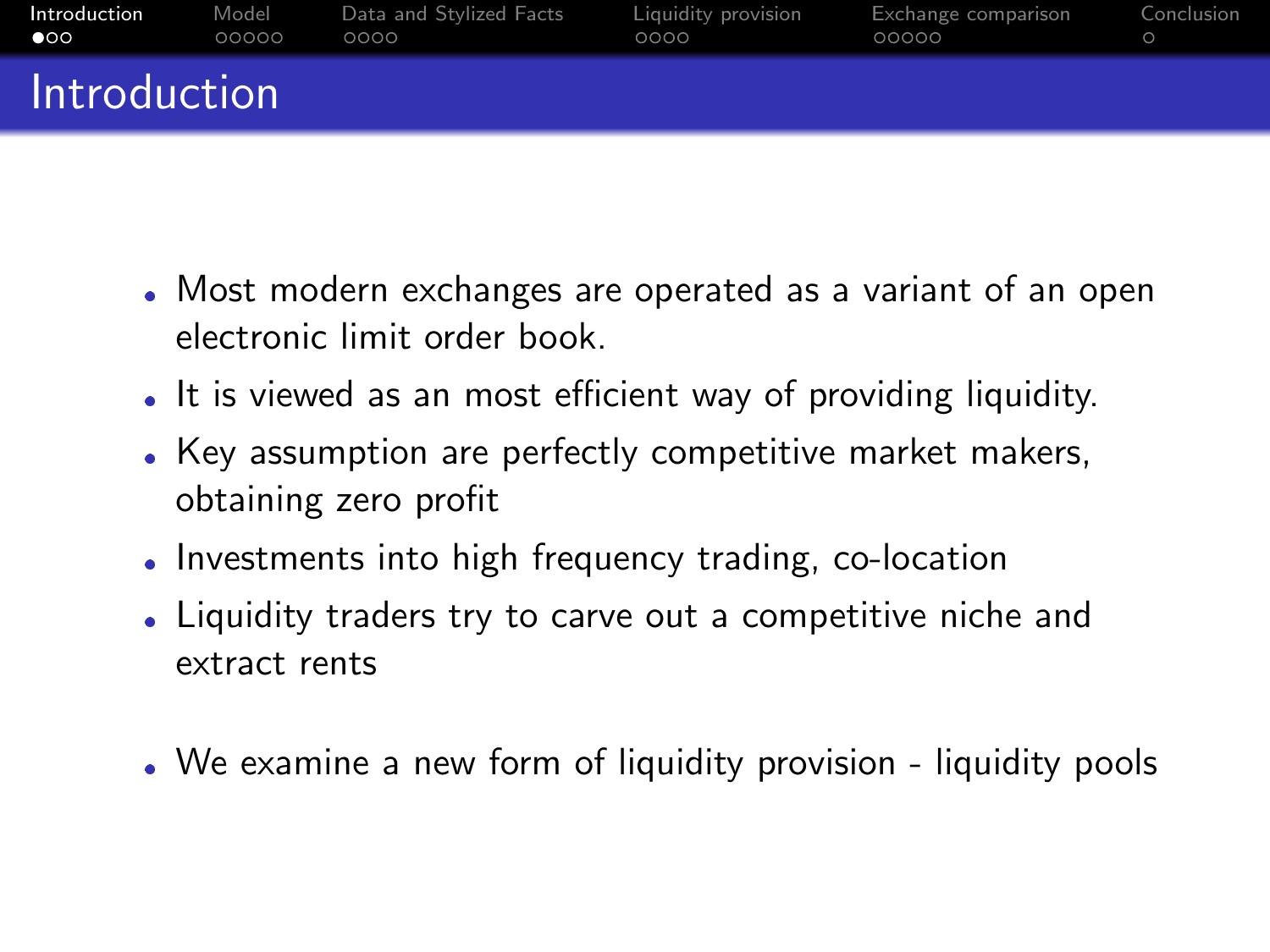# Introduction

- Most modern exchanges are operated as a variant of an open electronic limit order book.
- It is viewed as an most efficient way of providing liquidity.
- Key assumption are perfectly competitive market makers, obtaining zero profit
- Investments into high frequency trading, co-location
- Liquidity traders try to carve out a competitive niche and extract rents
- We examine a new form of liquidity provision - liquidity pools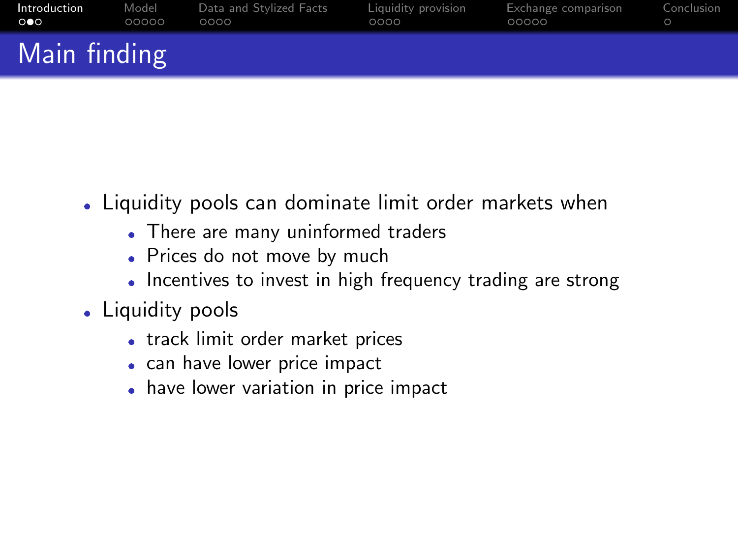# Main finding

- Liquidity pools can dominate limit order markets when
  - There are many uninformed traders
  - Prices do not move by much
  - Incentives to invest in high frequency trading are strong
- Liquidity pools
  - track limit order market prices
  - can have lower price impact
  - have lower variation in price impact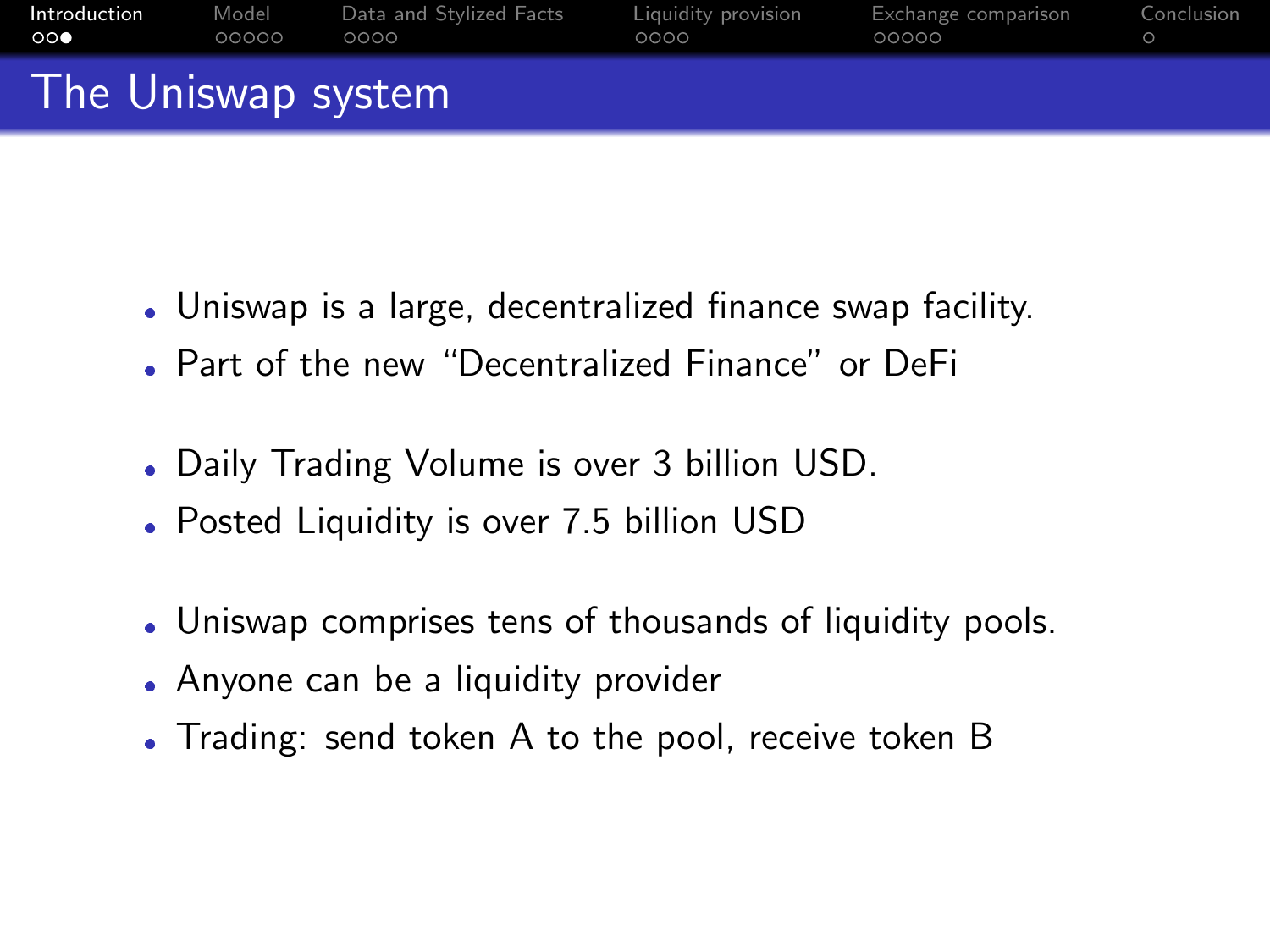# The Uniswap system

- Uniswap is a large, decentralized finance swap facility.
- Part of the new "Decentralized Finance" or DeFi

- Daily Trading Volume is over 3 billion USD.
- Posted Liquidity is over 7.5 billion USD

- Uniswap comprises tens of thousands of liquidity pools.
- Anyone can be a liquidity provider
- Trading: send token A to the pool, receive token B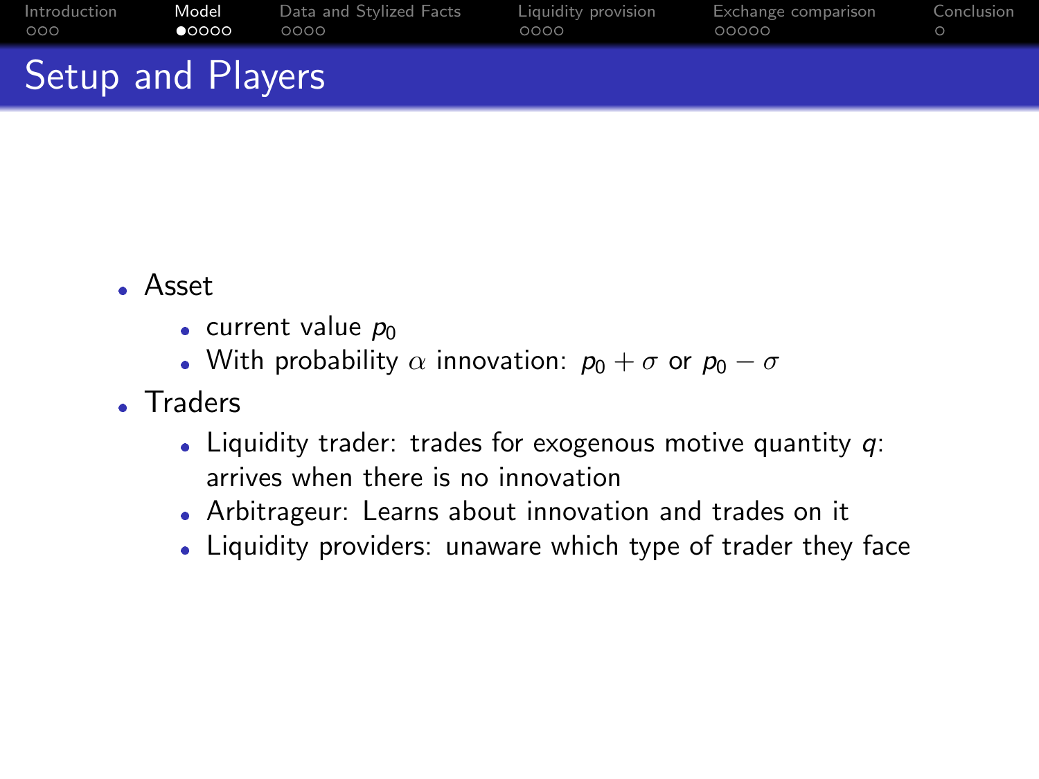# Setup and Players

- Asset
  - current value $p_0$
  - With probability $\alpha$ innovation: $p_0 + \sigma$ or $p_0 - \sigma$
- Traders
  - Liquidity trader: trades for exogenous motive quantity $q$: arrives when there is no innovation
  - Arbitrageur: Learns about innovation and trades on it
  - Liquidity providers: unaware which type of trader they face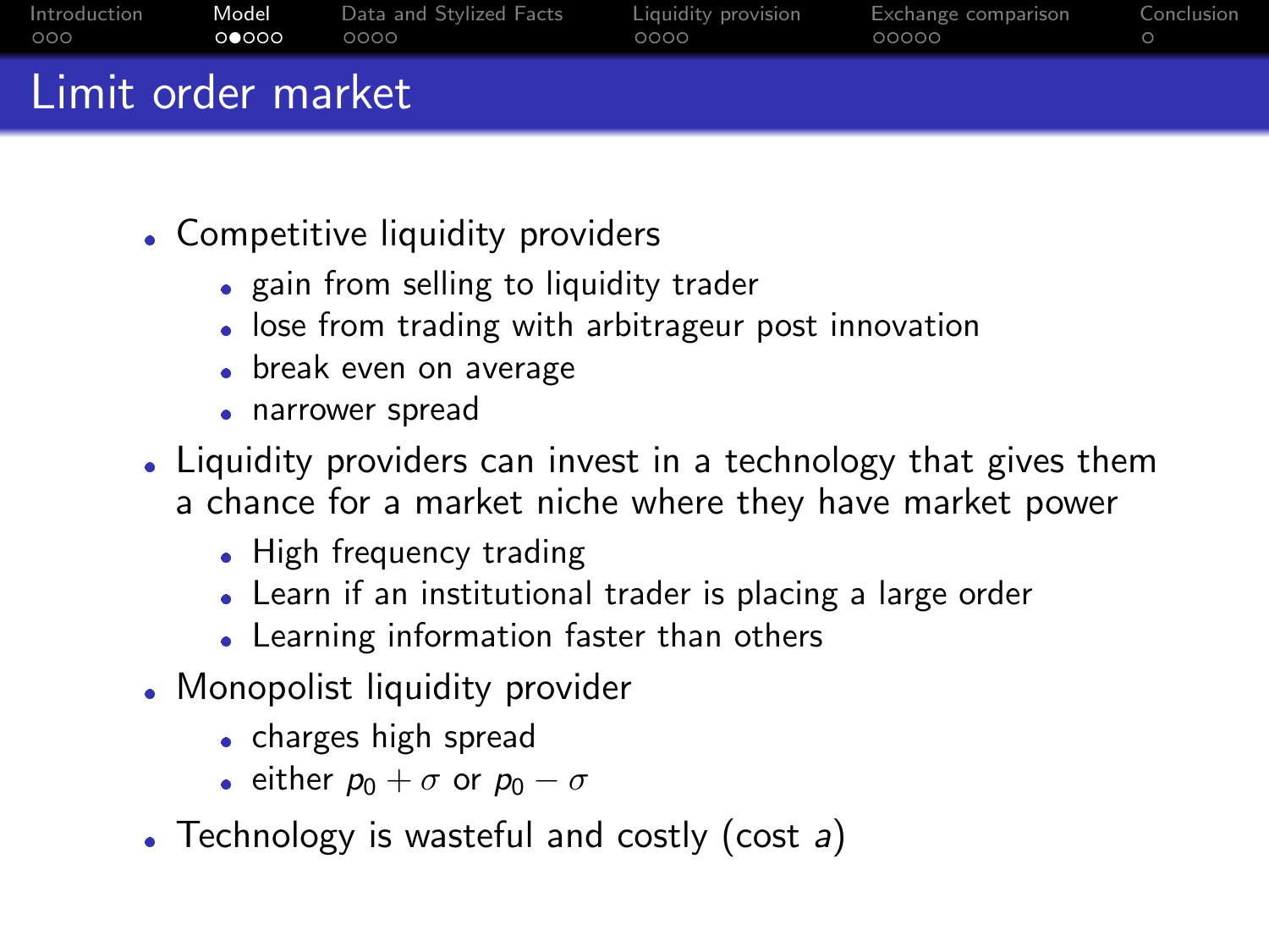# Limit order market

- Competitive liquidity providers
  - gain from selling to liquidity trader
  - lose from trading with arbitrageur post innovation
  - break even on average
  - narrower spread
- Liquidity providers can invest in a technology that gives them a chance for a market niche where they have market power
  - High frequency trading
  - Learn if an institutional trader is placing a large order
  - Learning information faster than others
- Monopolist liquidity provider
  - charges high spread
  - either $p_0 + \sigma$ or $p_0 - \sigma$
- Technology is wasteful and costly (cost $a$)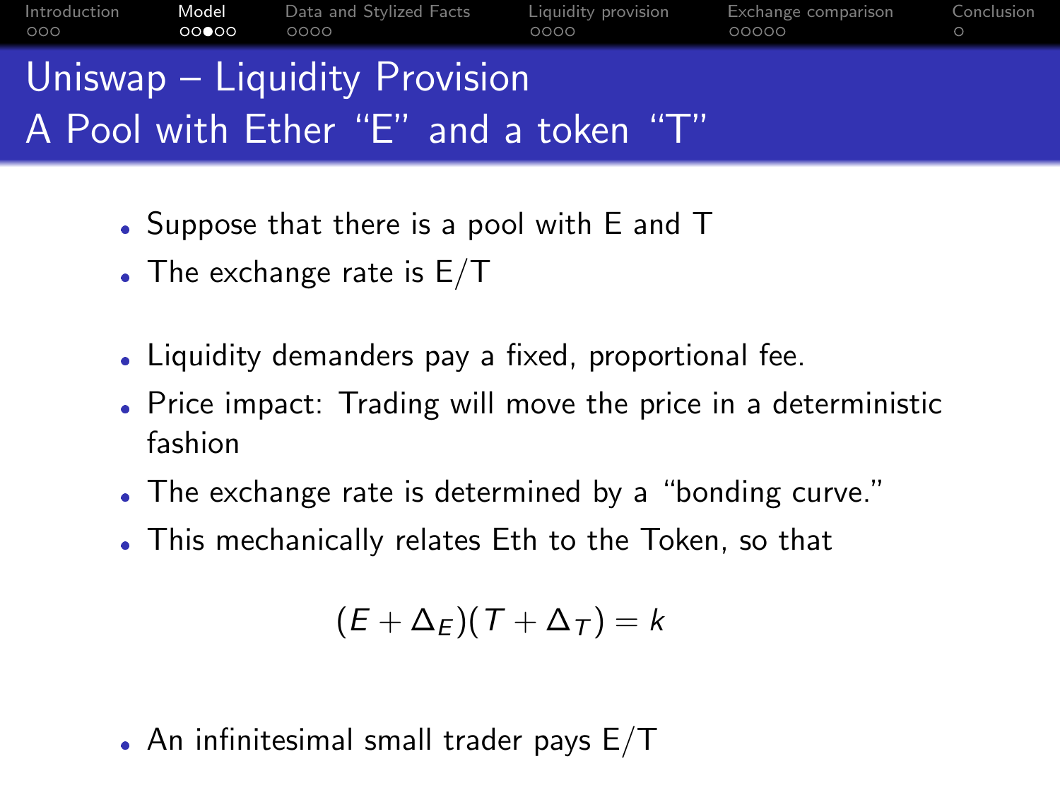# Uniswap – Liquidity Provision
## A Pool with Ether "E" and a token "T"

- Suppose that there is a pool with E and T
- The exchange rate is E/T

- Liquidity demanders pay a fixed, proportional fee.
- Price impact: Trading will move the price in a deterministic fashion
- The exchange rate is determined by a "bonding curve."
- This mechanically relates Eth to the Token, so that

$$(E + \Delta_E)(T + \Delta_T) = k$$

- An infinitesimal small trader pays E/T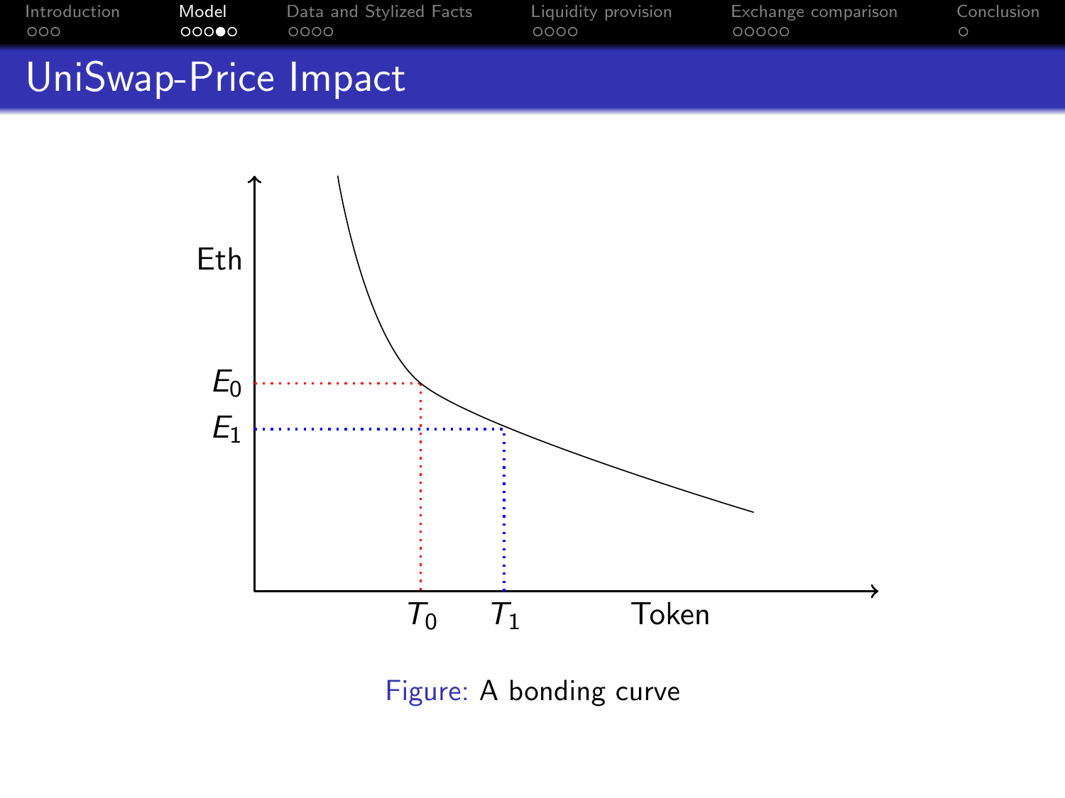# UniSwap-Price Impact

Eth

$E_0$

$E_1$

$T_0$ $T_1$ Token

Figure: A bonding curve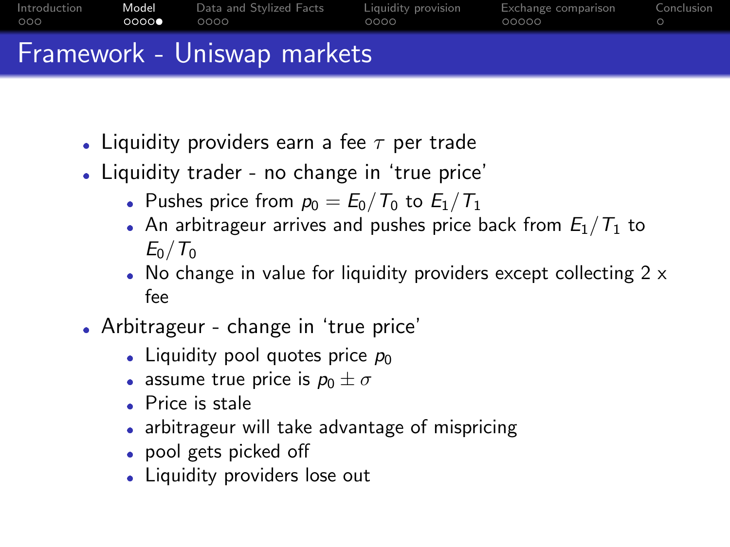# Framework - Uniswap markets

- Liquidity providers earn a fee $\tau$ per trade
- Liquidity trader - no change in 'true price'
  - Pushes price from $p_0 = E_0/T_0$ to $E_1/T_1$
  - An arbitrageur arrives and pushes price back from $E_1/T_1$ to $E_0/T_0$
  - No change in value for liquidity providers except collecting 2 x fee
- Arbitrageur - change in 'true price'
  - Liquidity pool quotes price $p_0$
  - assume true price is $p_0 \pm \sigma$
  - Price is stale
  - arbitrageur will take advantage of mispricing
  - pool gets picked off
  - Liquidity providers lose out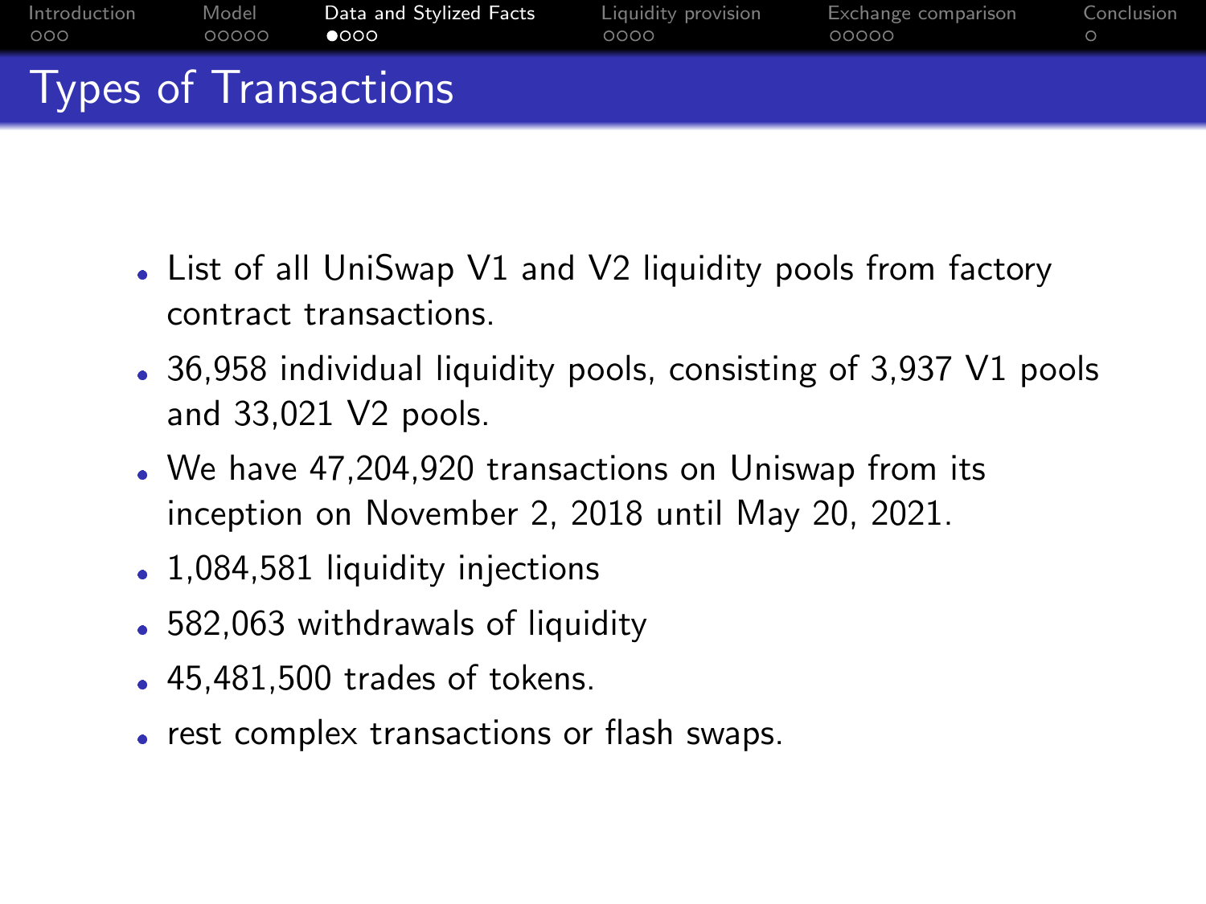# Types of Transactions

- List of all UniSwap V1 and V2 liquidity pools from factory contract transactions.
- 36,958 individual liquidity pools, consisting of 3,937 V1 pools and 33,021 V2 pools.
- We have 47,204,920 transactions on Uniswap from its inception on November 2, 2018 until May 20, 2021.
- 1,084,581 liquidity injections
- 582,063 withdrawals of liquidity
- 45,481,500 trades of tokens.
- rest complex transactions or flash swaps.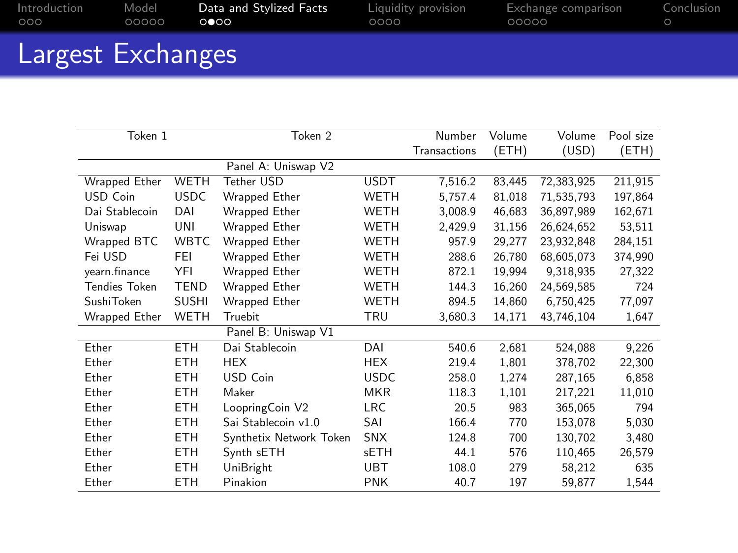# Largest Exchanges

| Token 1 | | Token 2 | | Number Transactions | Volume (ETH) | Volume (USD) | Pool size (ETH) |
|---|---|---|---|---|---|---|---|
| | | Panel A: Uniswap V2 | | | | | |
| Wrapped Ether | WETH | Tether USD | USDT | 7,516.2 | 83,445 | 72,383,925 | 211,915 |
| USD Coin | USDC | Wrapped Ether | WETH | 5,757.4 | 81,018 | 71,535,793 | 197,864 |
| Dai Stablecoin | DAI | Wrapped Ether | WETH | 3,008.9 | 46,683 | 36,897,989 | 162,671 |
| Uniswap | UNI | Wrapped Ether | WETH | 2,429.9 | 31,156 | 26,624,652 | 53,511 |
| Wrapped BTC | WBTC | Wrapped Ether | WETH | 957.9 | 29,277 | 23,932,848 | 284,151 |
| Fei USD | FEI | Wrapped Ether | WETH | 288.6 | 26,780 | 68,605,073 | 374,990 |
| yearn.finance | YFI | Wrapped Ether | WETH | 872.1 | 19,994 | 9,318,935 | 27,322 |
| Tendies Token | TEND | Wrapped Ether | WETH | 144.3 | 16,260 | 24,569,585 | 724 |
| SushiToken | SUSHI | Wrapped Ether | WETH | 894.5 | 14,860 | 6,750,425 | 77,097 |
| Wrapped Ether | WETH | Truebit | TRU | 3,680.3 | 14,171 | 43,746,104 | 1,647 |
| | | Panel B: Uniswap V1 | | | | | |
| Ether | ETH | Dai Stablecoin | DAI | 540.6 | 2,681 | 524,088 | 9,226 |
| Ether | ETH | HEX | HEX | 219.4 | 1,801 | 378,702 | 22,300 |
| Ether | ETH | USD Coin | USDC | 258.0 | 1,274 | 287,165 | 6,858 |
| Ether | ETH | Maker | MKR | 118.3 | 1,101 | 217,221 | 11,010 |
| Ether | ETH | LoopringCoin V2 | LRC | 20.5 | 983 | 365,065 | 794 |
| Ether | ETH | Sai Stablecoin v1.0 | SAI | 166.4 | 770 | 153,078 | 5,030 |
| Ether | ETH | Synthetix Network Token | SNX | 124.8 | 700 | 130,702 | 3,480 |
| Ether | ETH | Synth sETH | sETH | 44.1 | 576 | 110,465 | 26,579 |
| Ether | ETH | UniBright | UBT | 108.0 | 279 | 58,212 | 635 |
| Ether | ETH | Pinakion | PNK | 40.7 | 197 | 59,877 | 1,544 |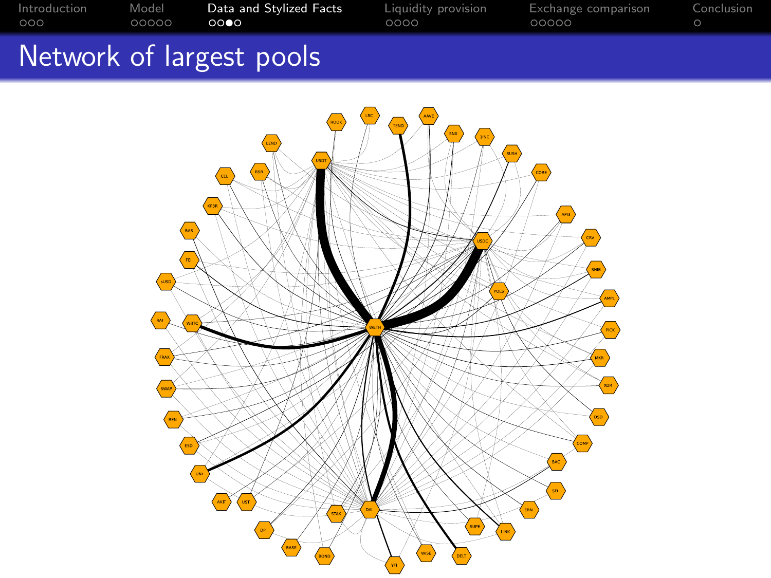# Network of largest pools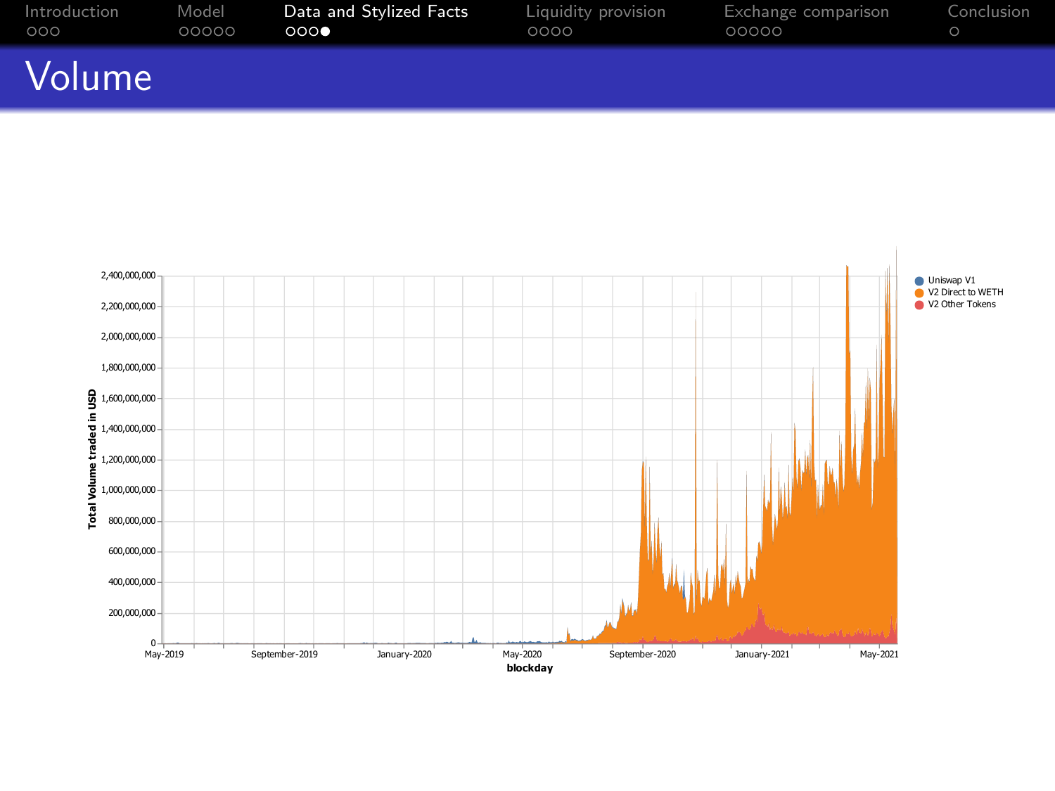# Volume

Total Volume traded in USD

blockday

Uniswap V1

V2 Direct to WETH

V2 Other Tokens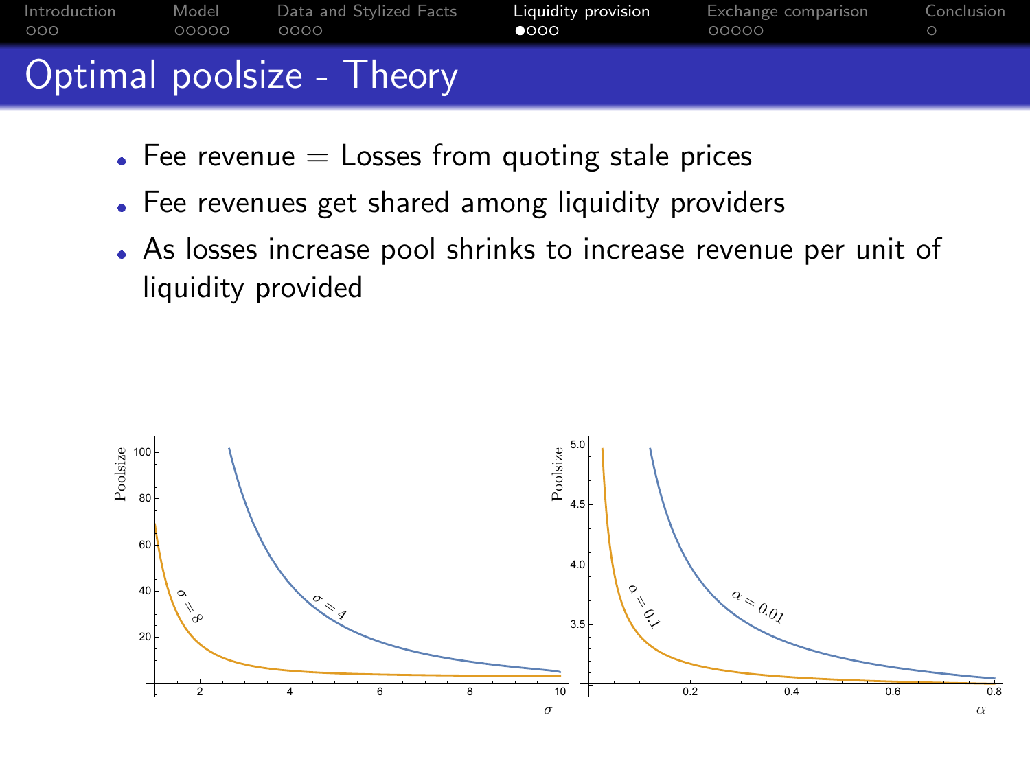# Optimal poolsize - Theory

- Fee revenue = Losses from quoting stale prices
- Fee revenues get shared among liquidity providers
- As losses increase pool shrinks to increase revenue per unit of liquidity provided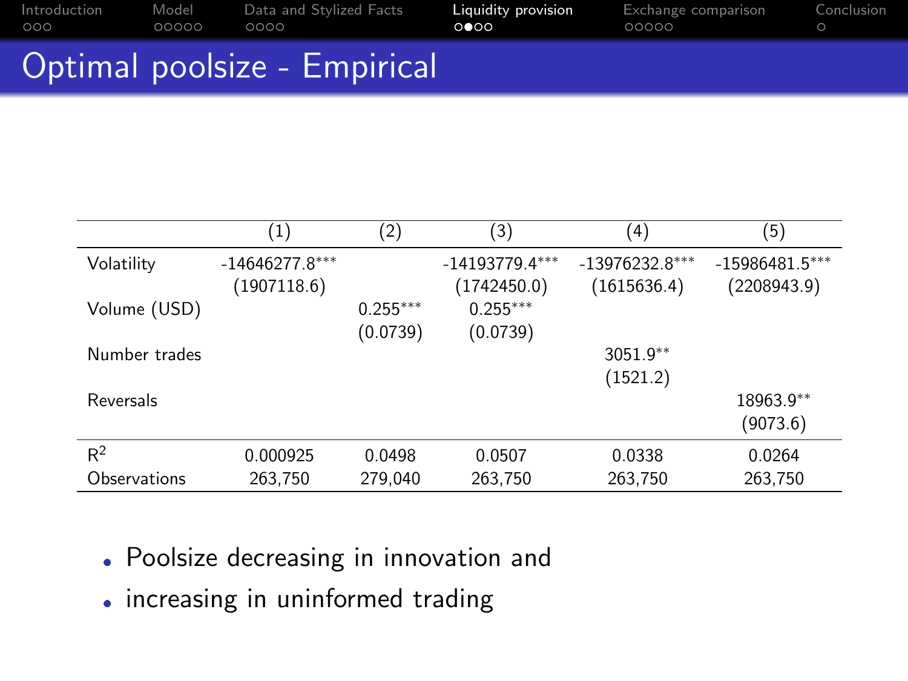# Optimal poolsize - Empirical

| | (1) | (2) | (3) | (4) | (5) |
|---|---|---|---|---|---|
| Volatility | -14646277.8*** | | -14193779.4*** | -13976232.8*** | -15986481.5*** |
| | (1907118.6) | | (1742450.0) | (1615636.4) | (2208943.9) |
| Volume (USD) | | 0.255*** | 0.255*** | | |
| | | (0.0739) | (0.0739) | | |
| Number trades | | | | 3051.9** | |
| | | | | (1521.2) | |
| Reversals | | | | | 18963.9** |
| | | | | | (9073.6) |
| $R^2$ | 0.000925 | 0.0498 | 0.0507 | 0.0338 | 0.0264 |
| Observations | 263,750 | 279,040 | 263,750 | 263,750 | 263,750 |

- Poolsize decreasing in innovation and
- increasing in uninformed trading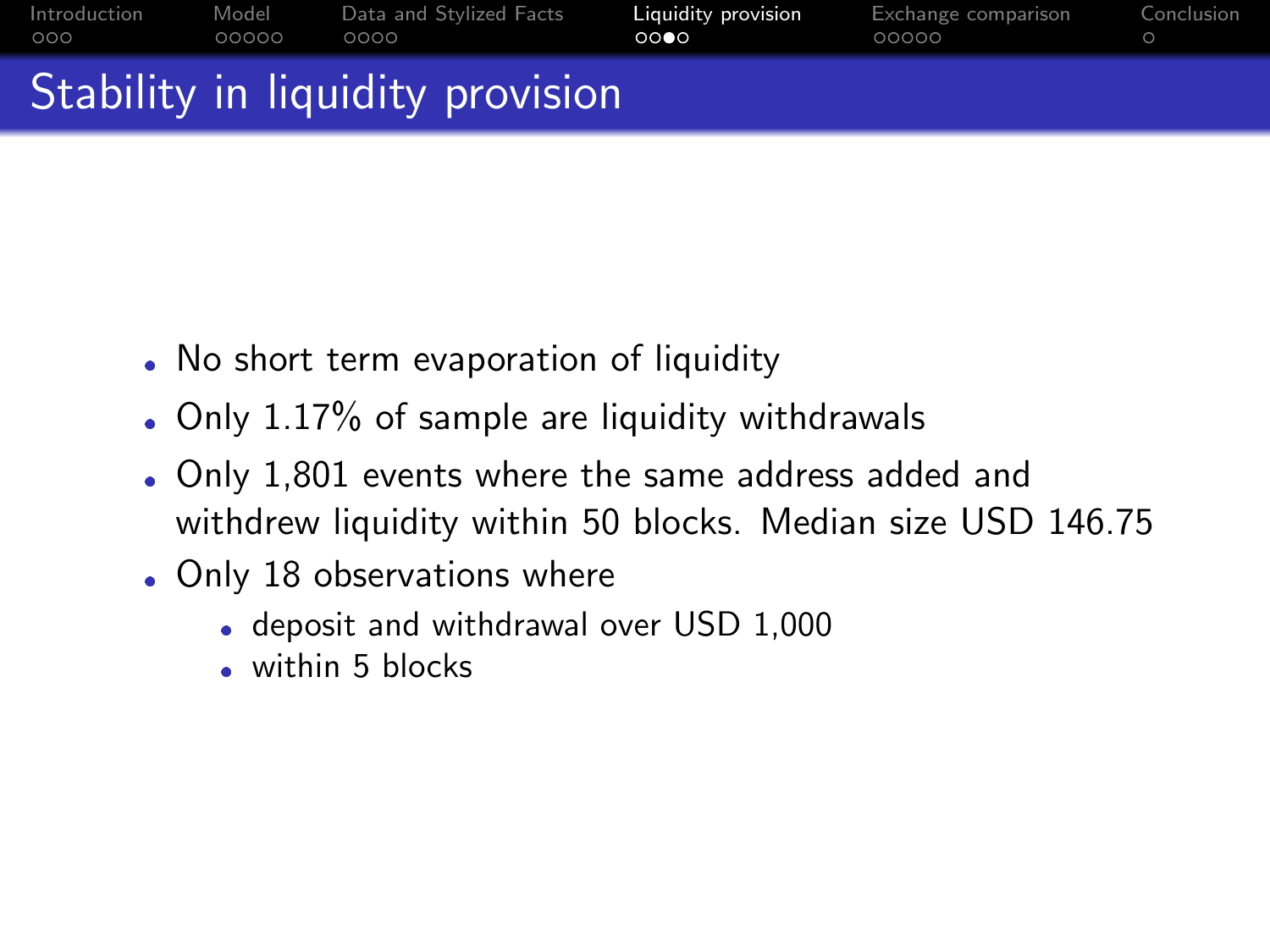# Stability in liquidity provision

- No short term evaporation of liquidity
- Only 1.17% of sample are liquidity withdrawals
- Only 1,801 events where the same address added and withdrew liquidity within 50 blocks. Median size USD 146.75
- Only 18 observations where
  - deposit and withdrawal over USD 1,000
  - within 5 blocks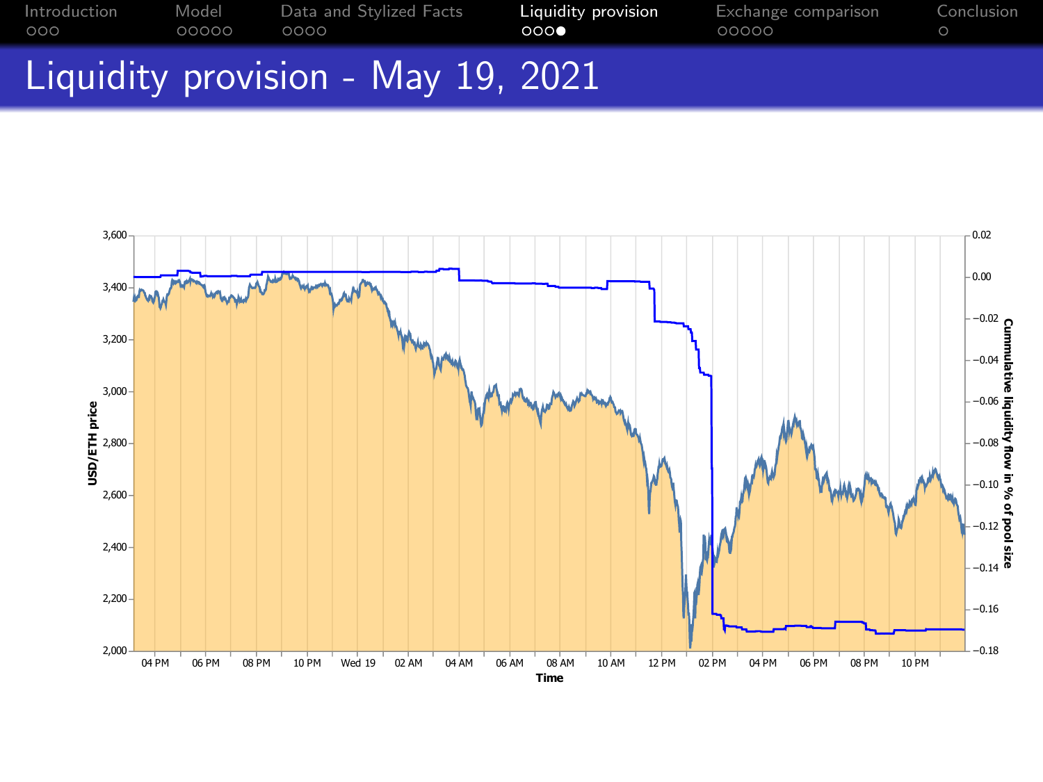# Liquidity provision - May 19, 2021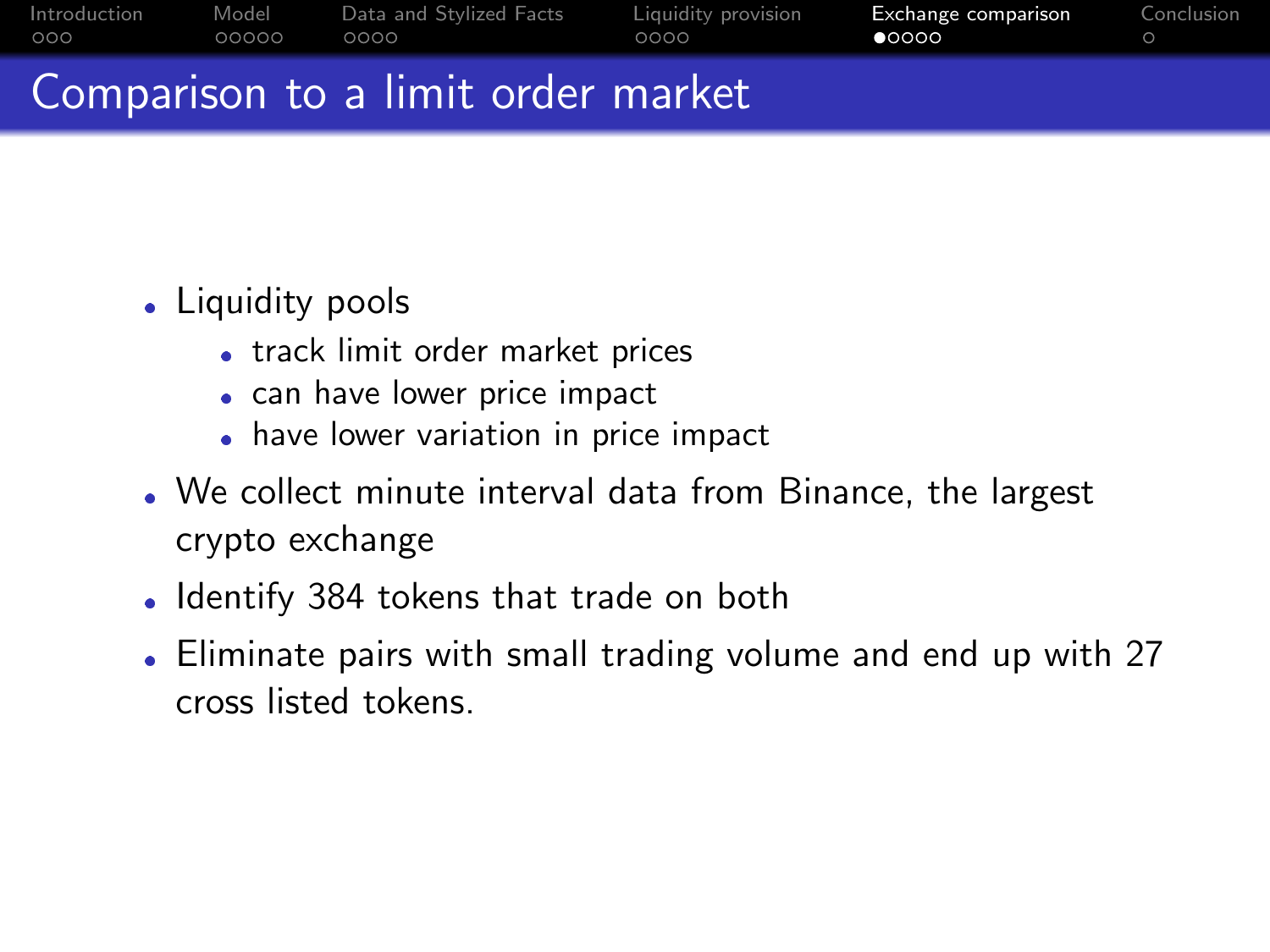# Comparison to a limit order market

- Liquidity pools
  - track limit order market prices
  - can have lower price impact
  - have lower variation in price impact
- We collect minute interval data from Binance, the largest crypto exchange
- Identify 384 tokens that trade on both
- Eliminate pairs with small trading volume and end up with 27 cross listed tokens.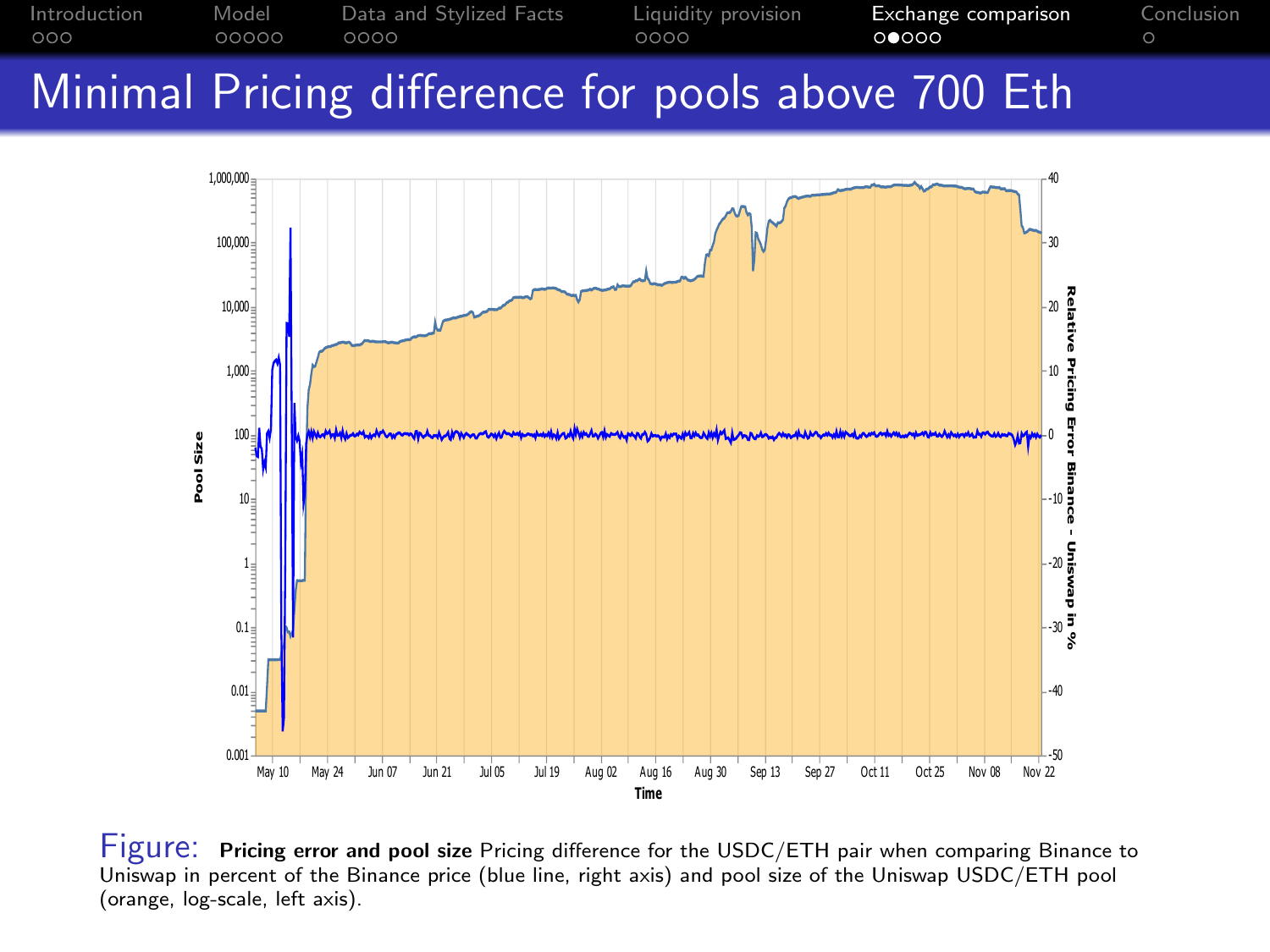# Minimal Pricing difference for pools above 700 Eth

Figure: **Pricing error and pool size** Pricing difference for the USDC/ETH pair when comparing Binance to Uniswap in percent of the Binance price (blue line, right axis) and pool size of the Uniswap USDC/ETH pool (orange, log-scale, left axis).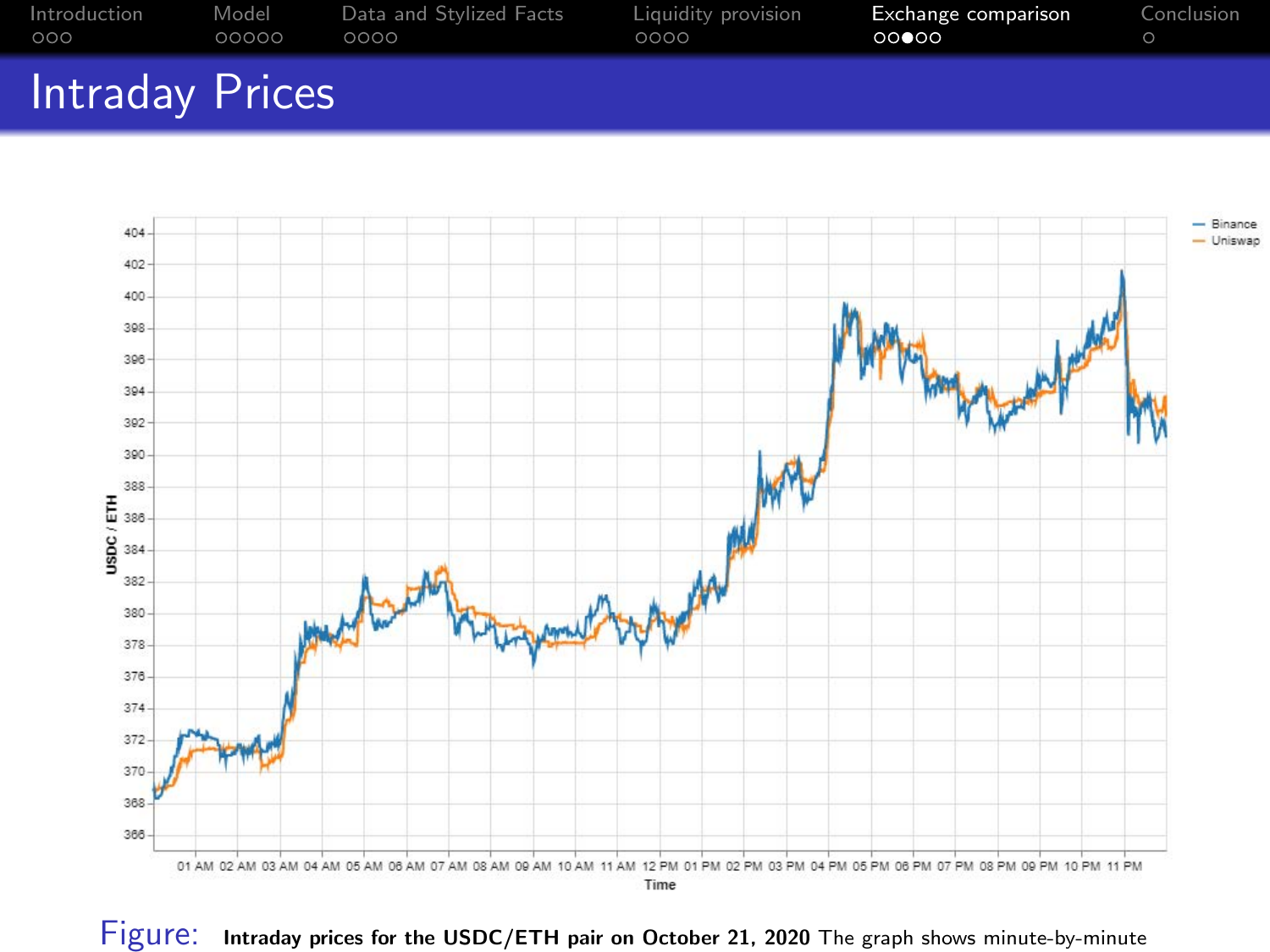## Intraday Prices

Figure: **Intraday prices for the USDC/ETH pair on October 21, 2020** The graph shows minute-by-minute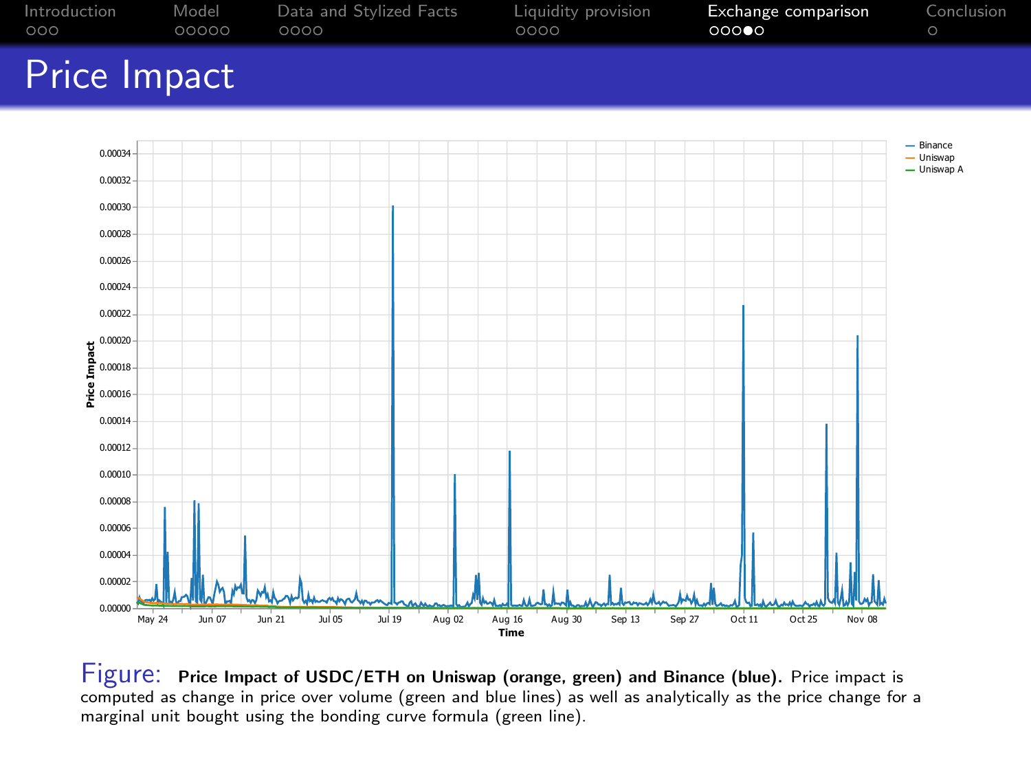# Price Impact

Figure: **Price Impact of USDC/ETH on Uniswap (orange, green) and Binance (blue).** Price impact is computed as change in price over volume (green and blue lines) as well as analytically as the price change for a marginal unit bought using the bonding curve formula (green line).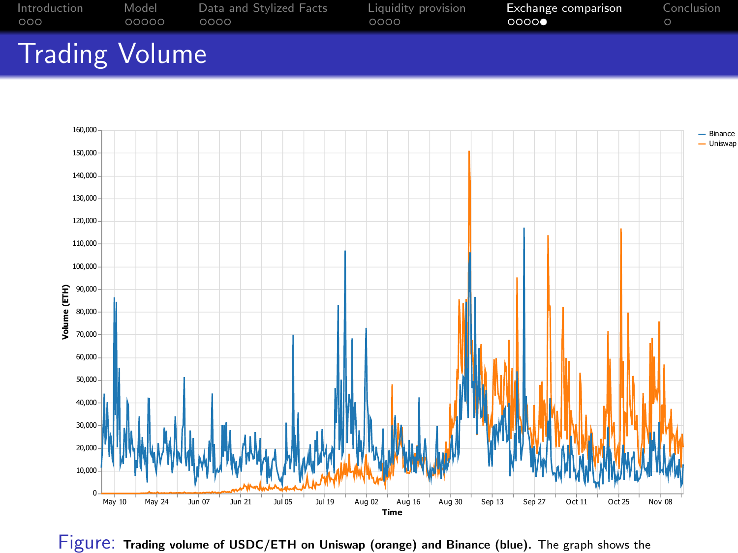# Trading Volume

Figure: **Trading volume of USDC/ETH on Uniswap (orange) and Binance (blue).** The graph shows the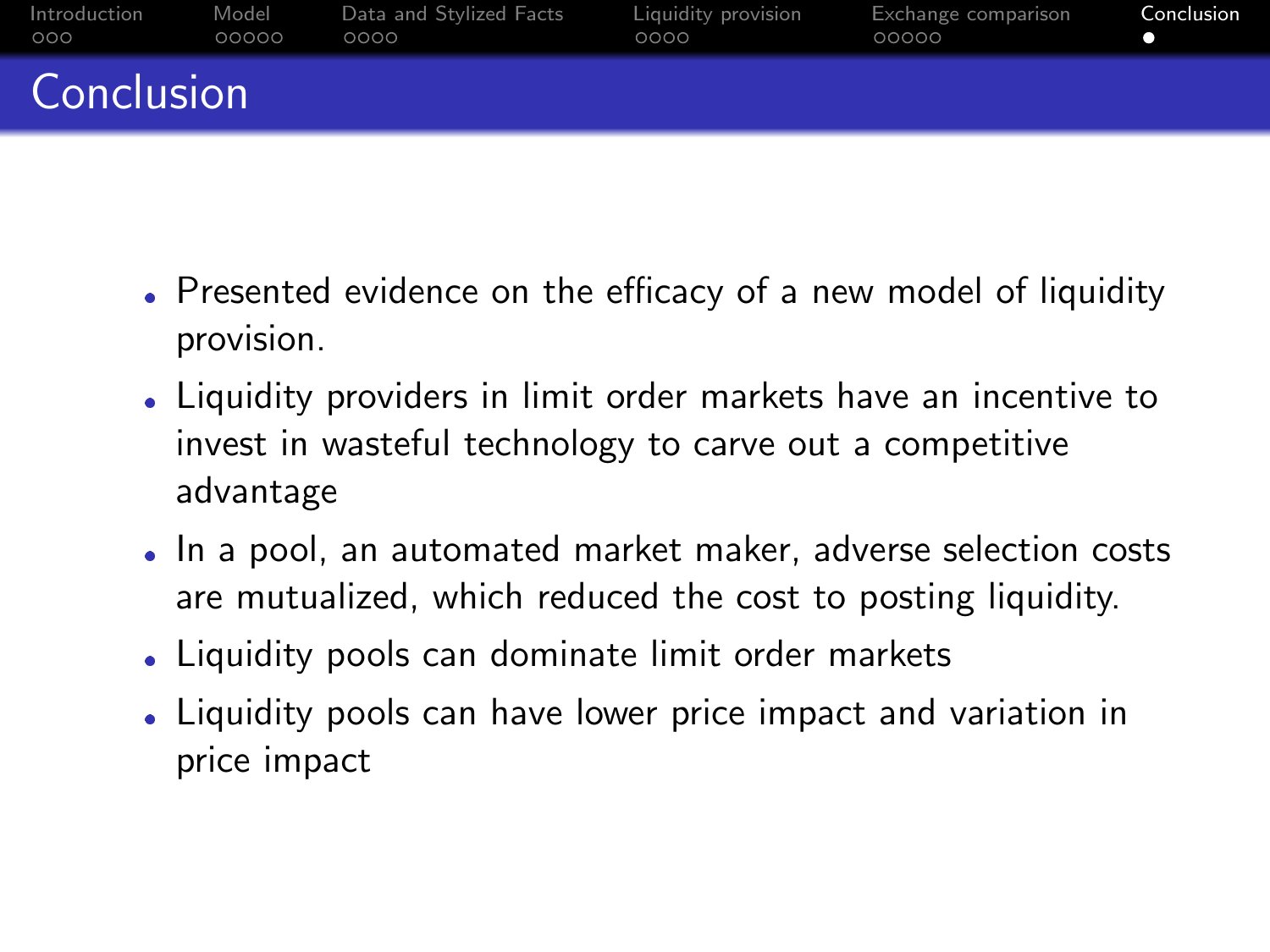# Conclusion

- Presented evidence on the efficacy of a new model of liquidity provision.
- Liquidity providers in limit order markets have an incentive to invest in wasteful technology to carve out a competitive advantage
- In a pool, an automated market maker, adverse selection costs are mutualized, which reduced the cost to posting liquidity.
- Liquidity pools can dominate limit order markets
- Liquidity pools can have lower price impact and variation in price impact